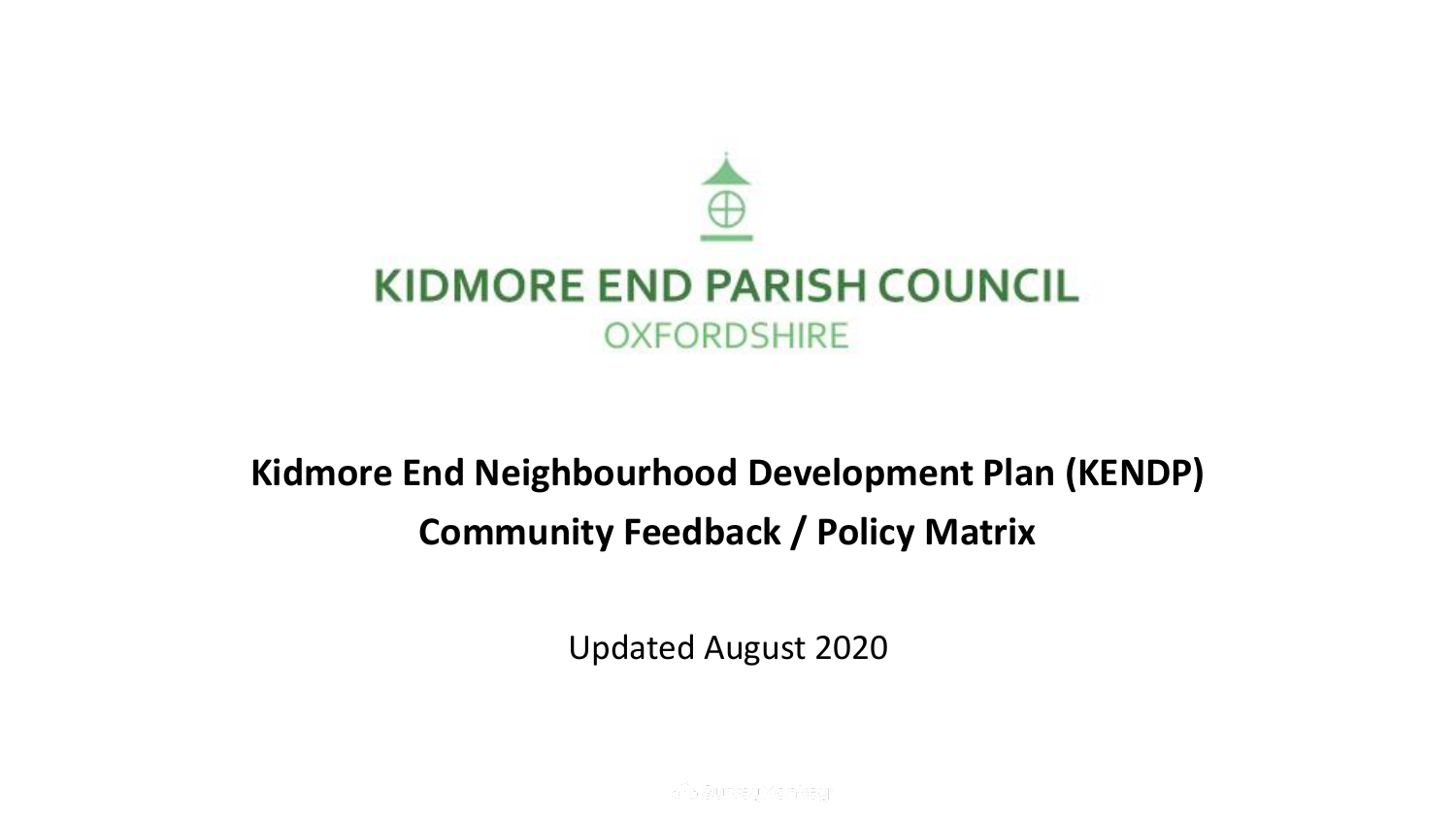KIDMORE END PARISH COUNCIL

OXFORDSHIRE

# Kidmore End Neighbourhood Development Plan (KENDP)

## Community Feedback / Policy Matrix

Updated August 2020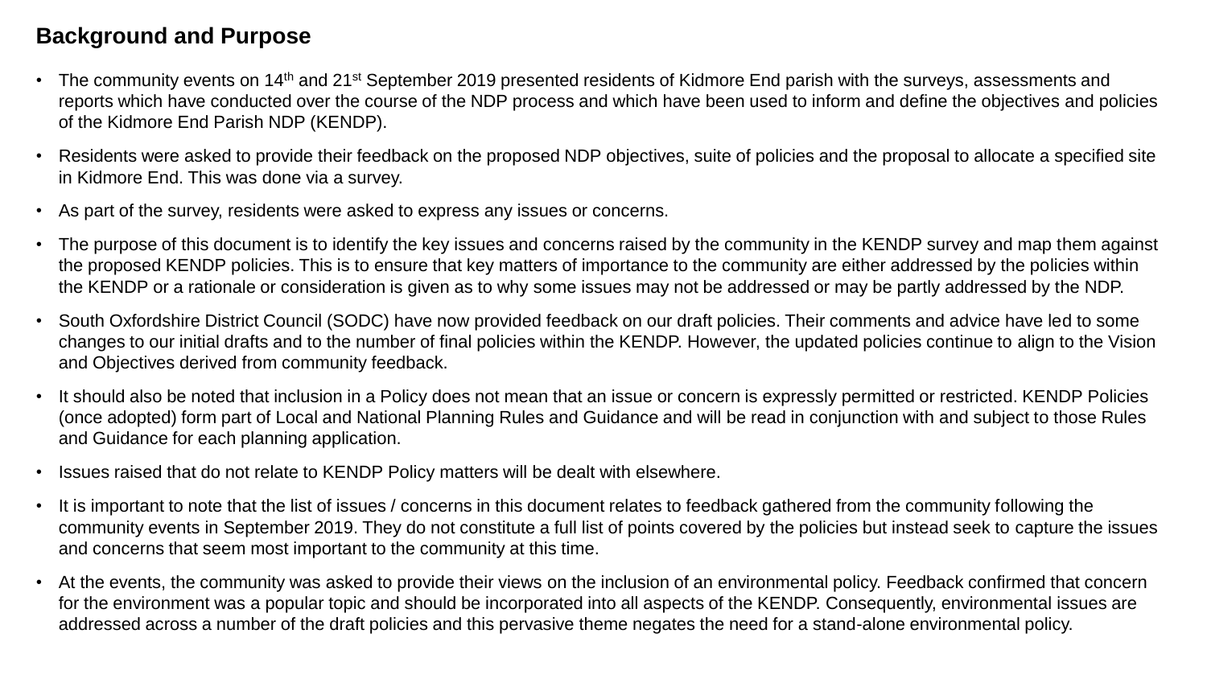## Background and Purpose

- The community events on 14th and 21st September 2019 presented residents of Kidmore End parish with the surveys, assessments and reports which have conducted over the course of the NDP process and which have been used to inform and define the objectives and policies of the Kidmore End Parish NDP (KENDP).
- Residents were asked to provide their feedback on the proposed NDP objectives, suite of policies and the proposal to allocate a specified site in Kidmore End. This was done via a survey.
- As part of the survey, residents were asked to express any issues or concerns.
- The purpose of this document is to identify the key issues and concerns raised by the community in the KENDP survey and map them against the proposed KENDP policies. This is to ensure that key matters of importance to the community are either addressed by the policies within the KENDP or a rationale or consideration is given as to why some issues may not be addressed or may be partly addressed by the NDP.
- South Oxfordshire District Council (SODC) have now provided feedback on our draft policies. Their comments and advice have led to some changes to our initial drafts and to the number of final policies within the KENDP. However, the updated policies continue to align to the Vision and Objectives derived from community feedback.
- It should also be noted that inclusion in a Policy does not mean that an issue or concern is expressly permitted or restricted. KENDP Policies (once adopted) form part of Local and National Planning Rules and Guidance and will be read in conjunction with and subject to those Rules and Guidance for each planning application.
- Issues raised that do not relate to KENDP Policy matters will be dealt with elsewhere.
- It is important to note that the list of issues / concerns in this document relates to feedback gathered from the community following the community events in September 2019. They do not constitute a full list of points covered by the policies but instead seek to capture the issues and concerns that seem most important to the community at this time.
- At the events, the community was asked to provide their views on the inclusion of an environmental policy. Feedback confirmed that concern for the environment was a popular topic and should be incorporated into all aspects of the KENDP. Consequently, environmental issues are addressed across a number of the draft policies and this pervasive theme negates the need for a stand-alone environmental policy.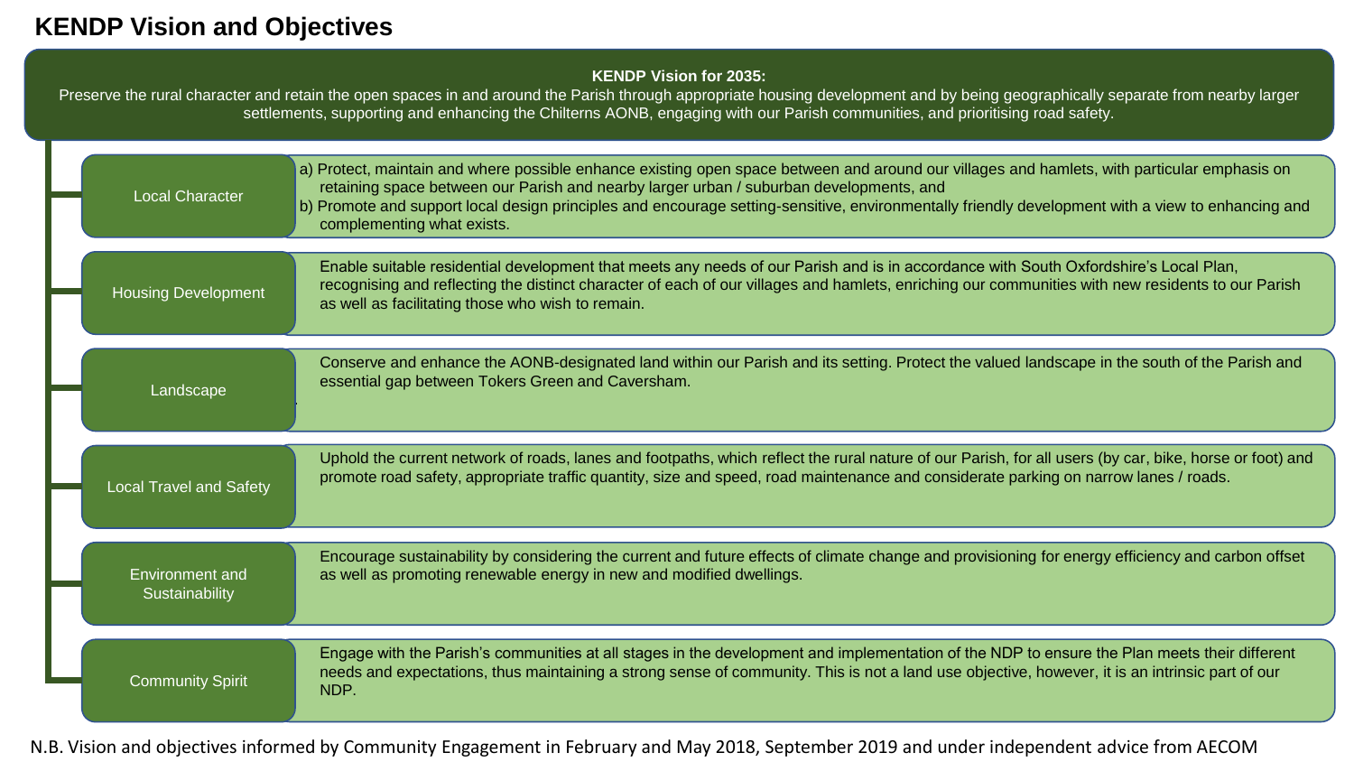# KENDP Vision and Objectives

**KENDP Vision for 2035:**
Preserve the rural character and retain the open spaces in and around the Parish through appropriate housing development and by being geographically separate from nearby larger settlements, supporting and enhancing the Chilterns AONB, engaging with our Parish communities, and prioritising road safety.

| Objective | Description |
| --- | --- |
| Local Character | a) Protect, maintain and where possible enhance existing open space between and around our villages and hamlets, with particular emphasis on retaining space between our Parish and nearby larger urban / suburban developments, and<br>b) Promote and support local design principles and encourage setting-sensitive, environmentally friendly development with a view to enhancing and complementing what exists. |
| Housing Development | Enable suitable residential development that meets any needs of our Parish and is in accordance with South Oxfordshire's Local Plan, recognising and reflecting the distinct character of each of our villages and hamlets, enriching our communities with new residents to our Parish as well as facilitating those who wish to remain. |
| Landscape | Conserve and enhance the AONB-designated land within our Parish and its setting. Protect the valued landscape in the south of the Parish and essential gap between Tokers Green and Caversham. |
| Local Travel and Safety | Uphold the current network of roads, lanes and footpaths, which reflect the rural nature of our Parish, for all users (by car, bike, horse or foot) and promote road safety, appropriate traffic quantity, size and speed, road maintenance and considerate parking on narrow lanes / roads. |
| Environment and Sustainability | Encourage sustainability by considering the current and future effects of climate change and provisioning for energy efficiency and carbon offset as well as promoting renewable energy in new and modified dwellings. |
| Community Spirit | Engage with the Parish's communities at all stages in the development and implementation of the NDP to ensure the Plan meets their different needs and expectations, thus maintaining a strong sense of community. This is not a land use objective, however, it is an intrinsic part of our NDP. |

N.B. Vision and objectives informed by Community Engagement in February and May 2018, September 2019 and under independent advice from AECOM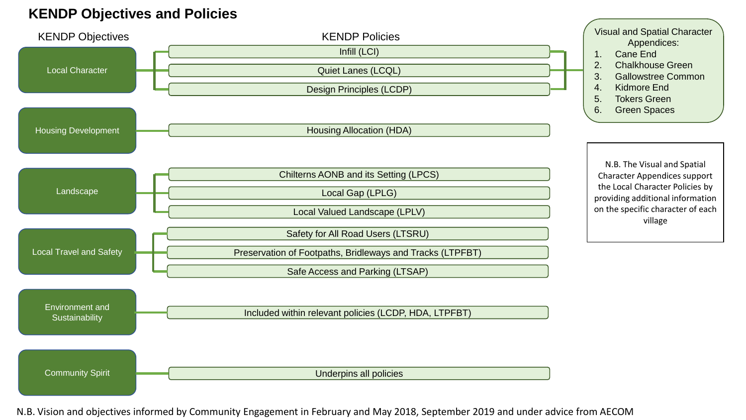# KENDP Objectives and Policies

| KENDP Objectives | KENDP Policies |
|---|---|
| Local Character | Infill (LCI) |
| | Quiet Lanes (LCQL) |
| | Design Principles (LCDP) |
| Housing Development | Housing Allocation (HDA) |
| Landscape | Chilterns AONB and its Setting (LPCS) |
| | Local Gap (LPLG) |
| | Local Valued Landscape (LPLV) |
| Local Travel and Safety | Safety for All Road Users (LTSRU) |
| | Preservation of Footpaths, Bridleways and Tracks (LTPFBT) |
| | Safe Access and Parking (LTSAP) |
| Environment and Sustainability | Included within relevant policies (LCDP, HDA, LTPFBT) |
| Community Spirit | Underpins all policies |

Visual and Spatial Character Appendices:

1. Cane End
2. Chalkhouse Green
3. Gallowstree Common
4. Kidmore End
5. Tokers Green
6. Green Spaces

N.B. The Visual and Spatial Character Appendices support the Local Character Policies by providing additional information on the specific character of each village

N.B. Vision and objectives informed by Community Engagement in February and May 2018, September 2019 and under advice from AECOM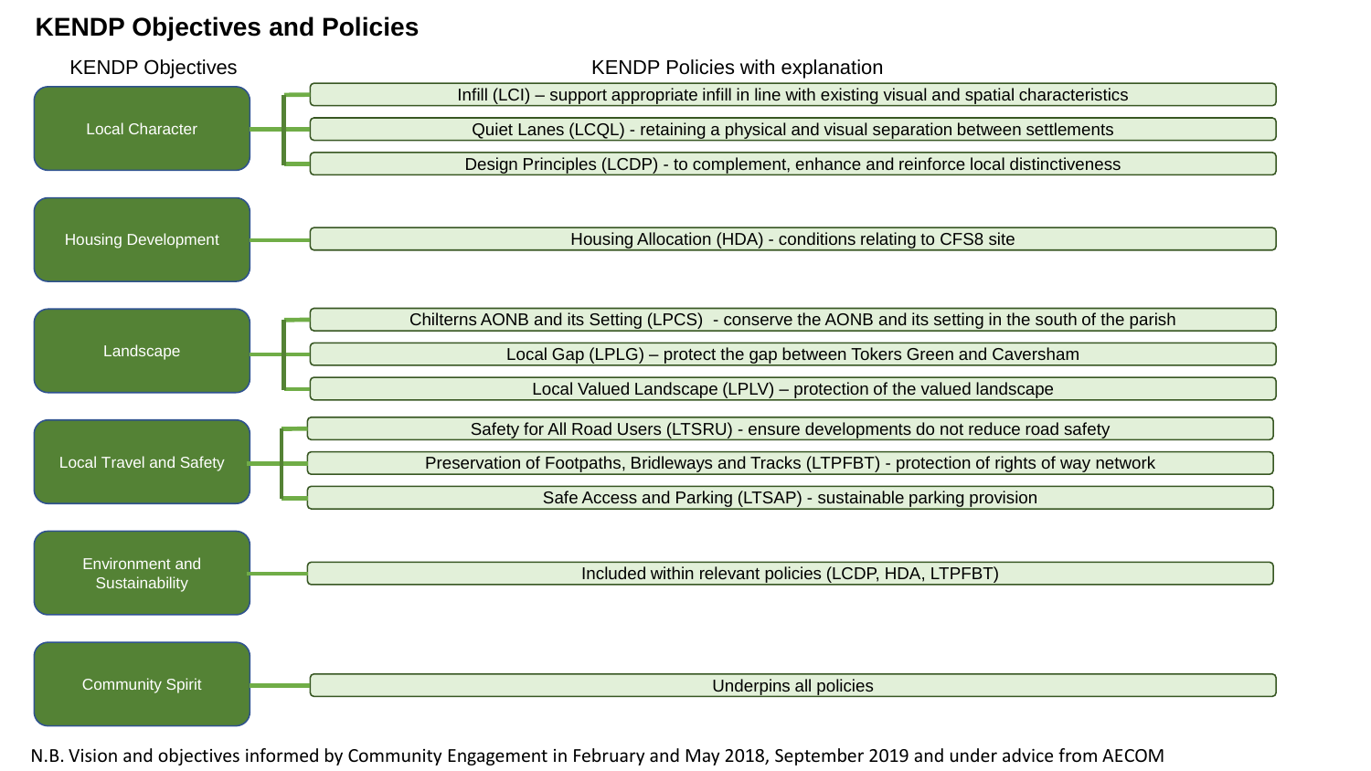# KENDP Objectives and Policies

| KENDP Objectives | KENDP Policies with explanation |
| --- | --- |
| Local Character | Infill (LCI) – support appropriate infill in line with existing visual and spatial characteristics |
| | Quiet Lanes (LCQL) - retaining a physical and visual separation between settlements |
| | Design Principles (LCDP) - to complement, enhance and reinforce local distinctiveness |
| Housing Development | Housing Allocation (HDA) - conditions relating to CFS8 site |
| Landscape | Chilterns AONB and its Setting (LPCS) - conserve the AONB and its setting in the south of the parish |
| | Local Gap (LPLG) – protect the gap between Tokers Green and Caversham |
| | Local Valued Landscape (LPLV) – protection of the valued landscape |
| Local Travel and Safety | Safety for All Road Users (LTSRU) - ensure developments do not reduce road safety |
| | Preservation of Footpaths, Bridleways and Tracks (LTPFBT) - protection of rights of way network |
| | Safe Access and Parking (LTSAP) - sustainable parking provision |
| Environment and Sustainability | Included within relevant policies (LCDP, HDA, LTPFBT) |
| Community Spirit | Underpins all policies |

N.B. Vision and objectives informed by Community Engagement in February and May 2018, September 2019 and under advice from AECOM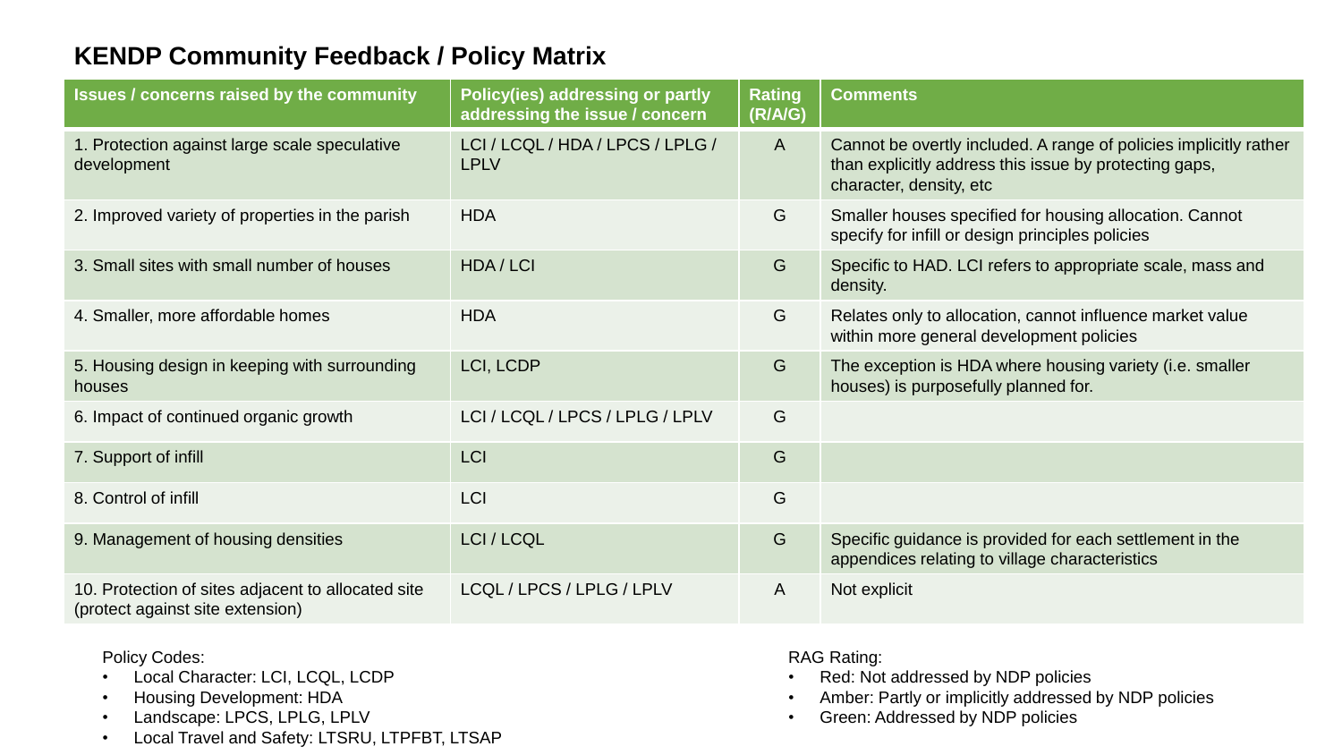# KENDP Community Feedback / Policy Matrix

| Issues / concerns raised by the community | Policy(ies) addressing or partly addressing the issue / concern | Rating (R/A/G) | Comments |
|---|---|---|---|
| 1. Protection against large scale speculative development | LCI / LCQL / HDA / LPCS / LPLG / LPLV | A | Cannot be overtly included. A range of policies implicitly rather than explicitly address this issue by protecting gaps, character, density, etc |
| 2. Improved variety of properties in the parish | HDA | G | Smaller houses specified for housing allocation. Cannot specify for infill or design principles policies |
| 3. Small sites with small number of houses | HDA / LCI | G | Specific to HAD. LCI refers to appropriate scale, mass and density. |
| 4. Smaller, more affordable homes | HDA | G | Relates only to allocation, cannot influence market value within more general development policies |
| 5. Housing design in keeping with surrounding houses | LCI, LCDP | G | The exception is HDA where housing variety (i.e. smaller houses) is purposefully planned for. |
| 6. Impact of continued organic growth | LCI / LCQL / LPCS / LPLG / LPLV | G | |
| 7. Support of infill | LCI | G | |
| 8. Control of infill | LCI | G | |
| 9. Management of housing densities | LCI / LCQL | G | Specific guidance is provided for each settlement in the appendices relating to village characteristics |
| 10. Protection of sites adjacent to allocated site (protect against site extension) | LCQL / LPCS / LPLG / LPLV | A | Not explicit |

Policy Codes:

- Local Character: LCI, LCQL, LCDP
- Housing Development: HDA
- Landscape: LPCS, LPLG, LPLV
- Local Travel and Safety: LTSRU, LTPFBT, LTSAP

RAG Rating:

- Red: Not addressed by NDP policies
- Amber: Partly or implicitly addressed by NDP policies
- Green: Addressed by NDP policies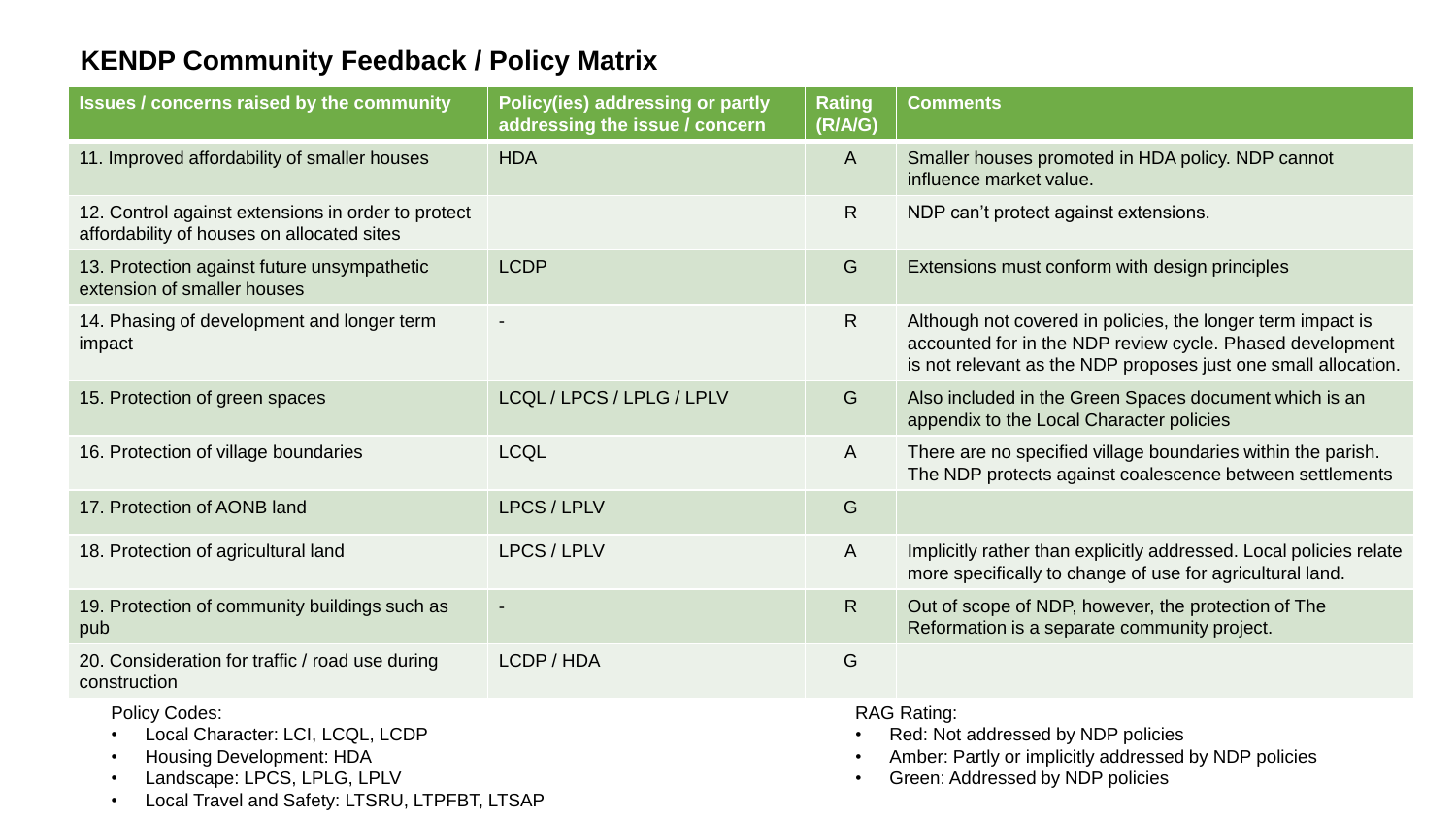## KENDP Community Feedback / Policy Matrix

| Issues / concerns raised by the community | Policy(ies) addressing or partly addressing the issue / concern | Rating (R/A/G) | Comments |
|---|---|---|---|
| 11. Improved affordability of smaller houses | HDA | A | Smaller houses promoted in HDA policy. NDP cannot influence market value. |
| 12. Control against extensions in order to protect affordability of houses on allocated sites | | R | NDP can't protect against extensions. |
| 13. Protection against future unsympathetic extension of smaller houses | LCDP | G | Extensions must conform with design principles |
| 14. Phasing of development and longer term impact | - | R | Although not covered in policies, the longer term impact is accounted for in the NDP review cycle. Phased development is not relevant as the NDP proposes just one small allocation. |
| 15. Protection of green spaces | LCQL / LPCS / LPLG / LPLV | G | Also included in the Green Spaces document which is an appendix to the Local Character policies |
| 16. Protection of village boundaries | LCQL | A | There are no specified village boundaries within the parish. The NDP protects against coalescence between settlements |
| 17. Protection of AONB land | LPCS / LPLV | G | |
| 18. Protection of agricultural land | LPCS / LPLV | A | Implicitly rather than explicitly addressed. Local policies relate more specifically to change of use for agricultural land. |
| 19. Protection of community buildings such as pub | - | R | Out of scope of NDP, however, the protection of The Reformation is a separate community project. |
| 20. Consideration for traffic / road use during construction | LCDP / HDA | G | |

Policy Codes:

- Local Character: LCI, LCQL, LCDP
- Housing Development: HDA
- Landscape: LPCS, LPLG, LPLV
- Local Travel and Safety: LTSRU, LTPFBT, LTSAP

RAG Rating:

- Red: Not addressed by NDP policies
- Amber: Partly or implicitly addressed by NDP policies
- Green: Addressed by NDP policies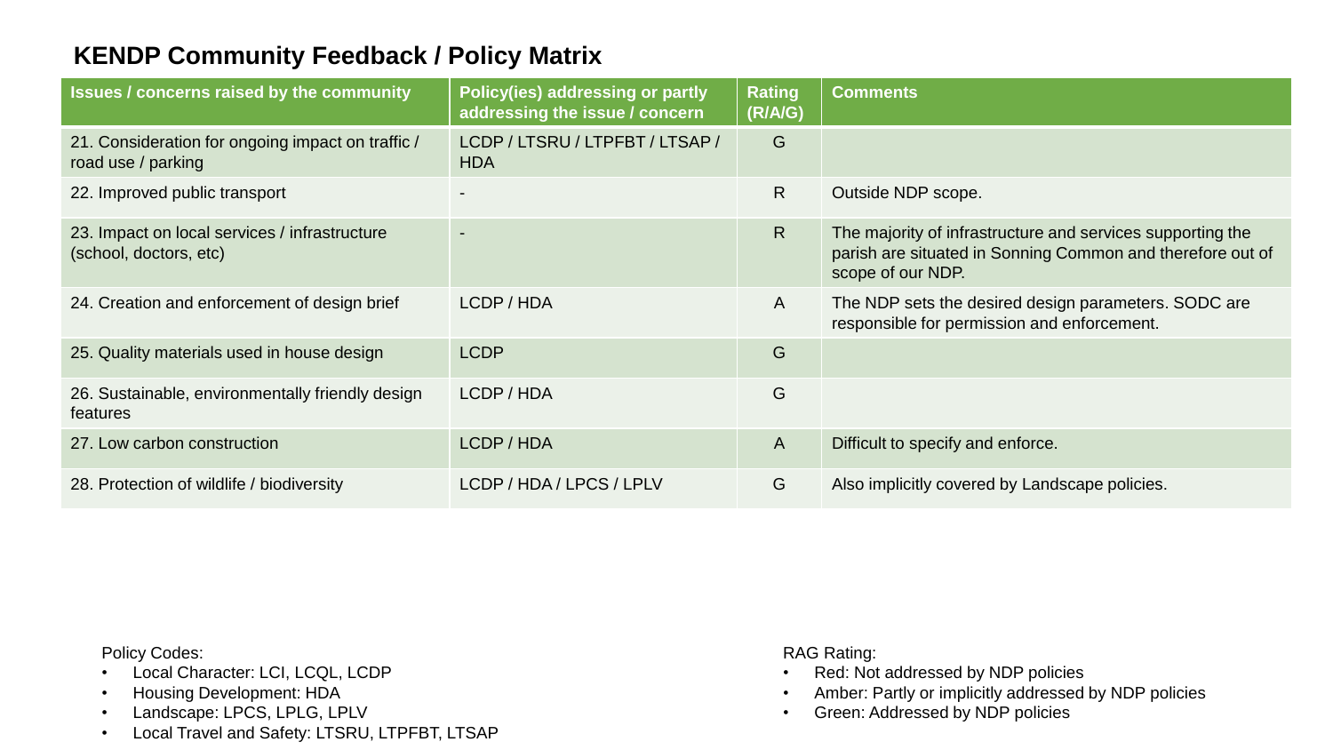## KENDP Community Feedback / Policy Matrix

| Issues / concerns raised by the community | Policy(ies) addressing or partly addressing the issue / concern | Rating (R/A/G) | Comments |
|---|---|---|---|
| 21. Consideration for ongoing impact on traffic / road use / parking | LCDP / LTSRU / LTPFBT / LTSAP / HDA | G | |
| 22. Improved public transport | - | R | Outside NDP scope. |
| 23. Impact on local services / infrastructure (school, doctors, etc) | - | R | The majority of infrastructure and services supporting the parish are situated in Sonning Common and therefore out of scope of our NDP. |
| 24. Creation and enforcement of design brief | LCDP / HDA | A | The NDP sets the desired design parameters. SODC are responsible for permission and enforcement. |
| 25. Quality materials used in house design | LCDP | G | |
| 26. Sustainable, environmentally friendly design features | LCDP / HDA | G | |
| 27. Low carbon construction | LCDP / HDA | A | Difficult to specify and enforce. |
| 28. Protection of wildlife / biodiversity | LCDP / HDA / LPCS / LPLV | G | Also implicitly covered by Landscape policies. |

Policy Codes:

- Local Character: LCI, LCQL, LCDP
- Housing Development: HDA
- Landscape: LPCS, LPLG, LPLV
- Local Travel and Safety: LTSRU, LTPFBT, LTSAP

RAG Rating:

- Red: Not addressed by NDP policies
- Amber: Partly or implicitly addressed by NDP policies
- Green: Addressed by NDP policies